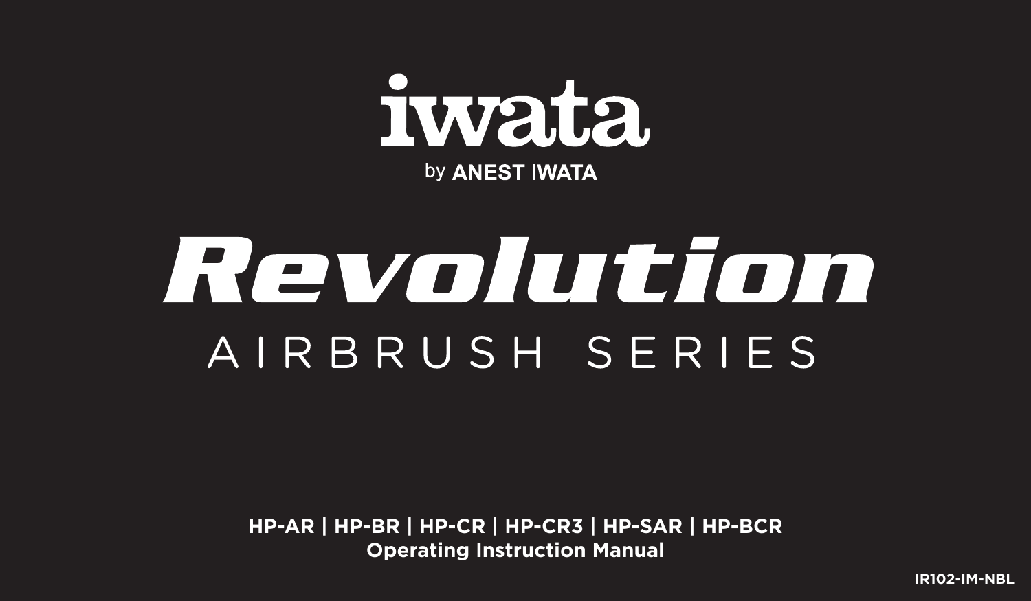# iwata

by ANEST IWATA

# Revolution

## AIRBRUSH SERIES

**HP-AR | HP-BR | HP-CR | HP-CR3 | HP-SAR | HP-BCR**

**Operating Instruction Manual**

**IR102-IM-NBL**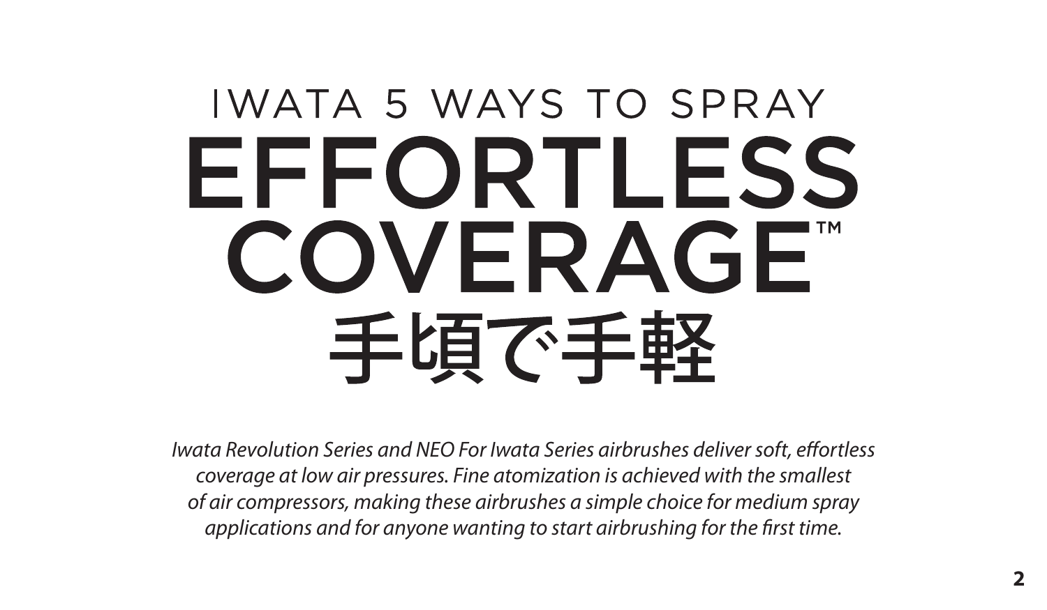IWATA 5 WAYS TO SPRAY

# EFFORTLESS COVERAGE™

# 手頃で手軽

*Iwata Revolution Series and NEO For Iwata Series airbrushes deliver soft, effortless coverage at low air pressures. Fine atomization is achieved with the smallest of air compressors, making these airbrushes a simple choice for medium spray applications and for anyone wanting to start airbrushing for the first time.*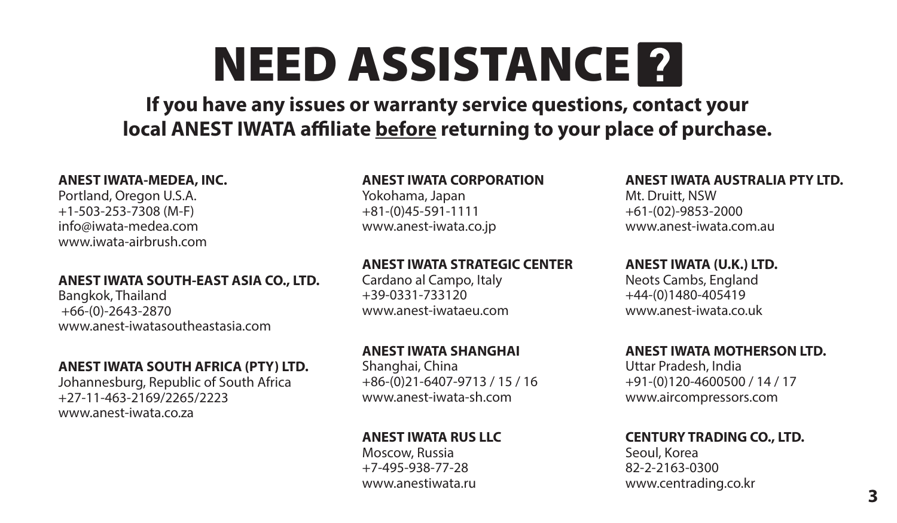# NEED ASSISTANCE ?

**If you have any issues or warranty service questions, contact your local ANEST IWATA affiliate before returning to your place of purchase.**

**ANEST IWATA-MEDEA, INC.**
Portland, Oregon U.S.A.
+1-503-253-7308 (M-F)
info@iwata-medea.com
www.iwata-airbrush.com

**ANEST IWATA SOUTH-EAST ASIA CO., LTD.**
Bangkok, Thailand
+66-(0)-2643-2870
www.anest-iwatasoutheastasia.com

**ANEST IWATA SOUTH AFRICA (PTY) LTD.**
Johannesburg, Republic of South Africa
+27-11-463-2169/2265/2223
www.anest-iwata.co.za

**ANEST IWATA CORPORATION**
Yokohama, Japan
+81-(0)45-591-1111
www.anest-iwata.co.jp

**ANEST IWATA STRATEGIC CENTER**
Cardano al Campo, Italy
+39-0331-733120
www.anest-iwataeu.com

**ANEST IWATA SHANGHAI**
Shanghai, China
+86-(0)21-6407-9713 / 15 / 16
www.anest-iwata-sh.com

**ANEST IWATA RUS LLC**
Moscow, Russia
+7-495-938-77-28
www.anestiwata.ru

**ANEST IWATA AUSTRALIA PTY LTD.**
Mt. Druitt, NSW
+61-(02)-9853-2000
www.anest-iwata.com.au

**ANEST IWATA (U.K.) LTD.**
Neots Cambs, England
+44-(0)1480-405419
www.anest-iwata.co.uk

**ANEST IWATA MOTHERSON LTD.**
Uttar Pradesh, India
+91-(0)120-4600500 / 14 / 17
www.aircompressors.com

**CENTURY TRADING CO., LTD.**
Seoul, Korea
82-2-2163-0300
www.centrading.co.kr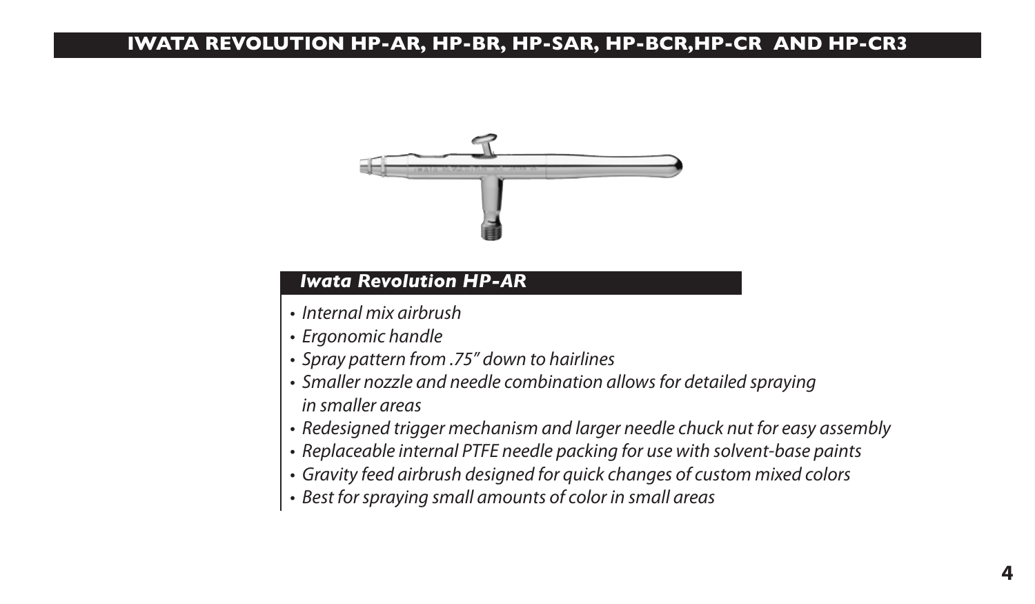# IWATA REVOLUTION HP-AR, HP-BR, HP-SAR, HP-BCR,HP-CR AND HP-CR3

## *Iwata Revolution HP-AR*

- *Internal mix airbrush*
- *Ergonomic handle*
- *Spray pattern from .75" down to hairlines*
- *Smaller nozzle and needle combination allows for detailed spraying in smaller areas*
- *Redesigned trigger mechanism and larger needle chuck nut for easy assembly*
- *Replaceable internal PTFE needle packing for use with solvent-base paints*
- *Gravity feed airbrush designed for quick changes of custom mixed colors*
- *Best for spraying small amounts of color in small areas*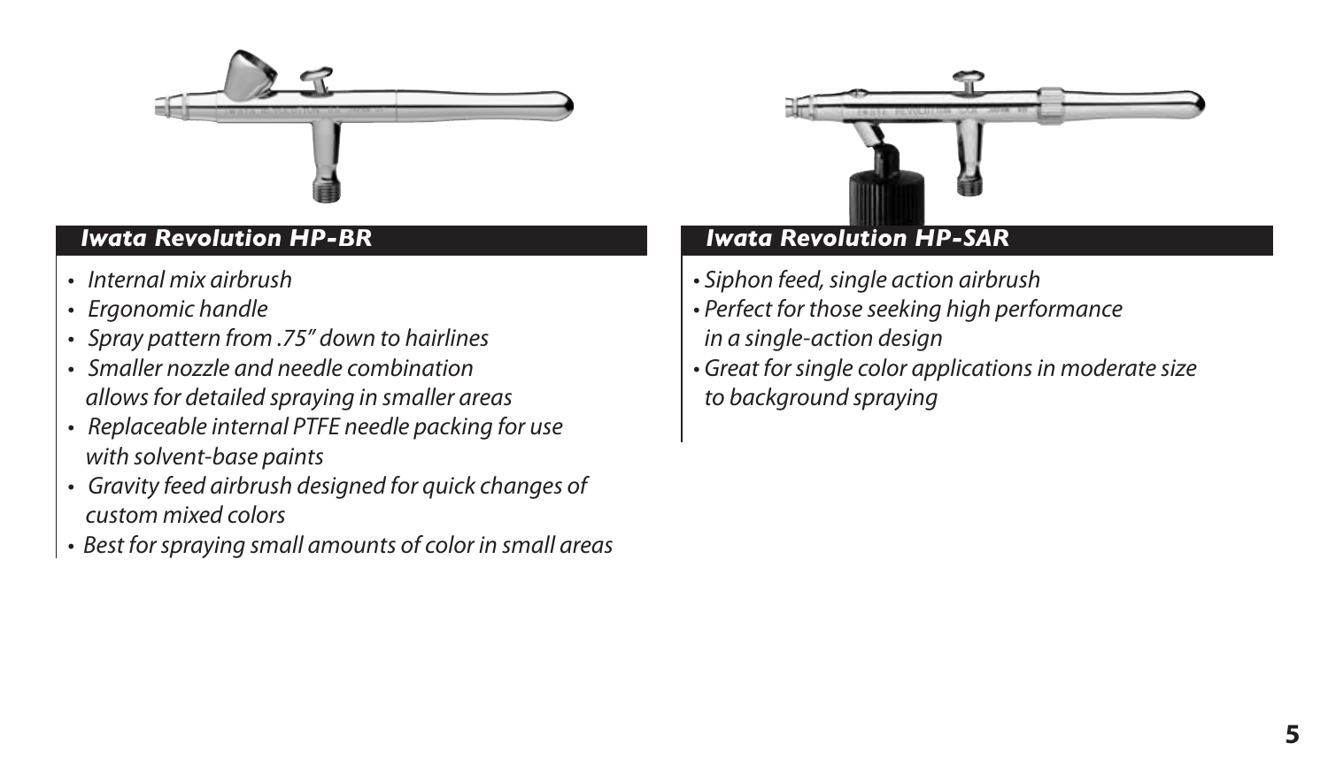## *Iwata Revolution HP-BR*

- *Internal mix airbrush*
- *Ergonomic handle*
- *Spray pattern from .75" down to hairlines*
- *Smaller nozzle and needle combination allows for detailed spraying in smaller areas*
- *Replaceable internal PTFE needle packing for use with solvent-base paints*
- *Gravity feed airbrush designed for quick changes of custom mixed colors*
- *Best for spraying small amounts of color in small areas*

## *Iwata Revolution HP-SAR*

- *Siphon feed, single action airbrush*
- *Perfect for those seeking high performance in a single-action design*
- *Great for single color applications in moderate size to background spraying*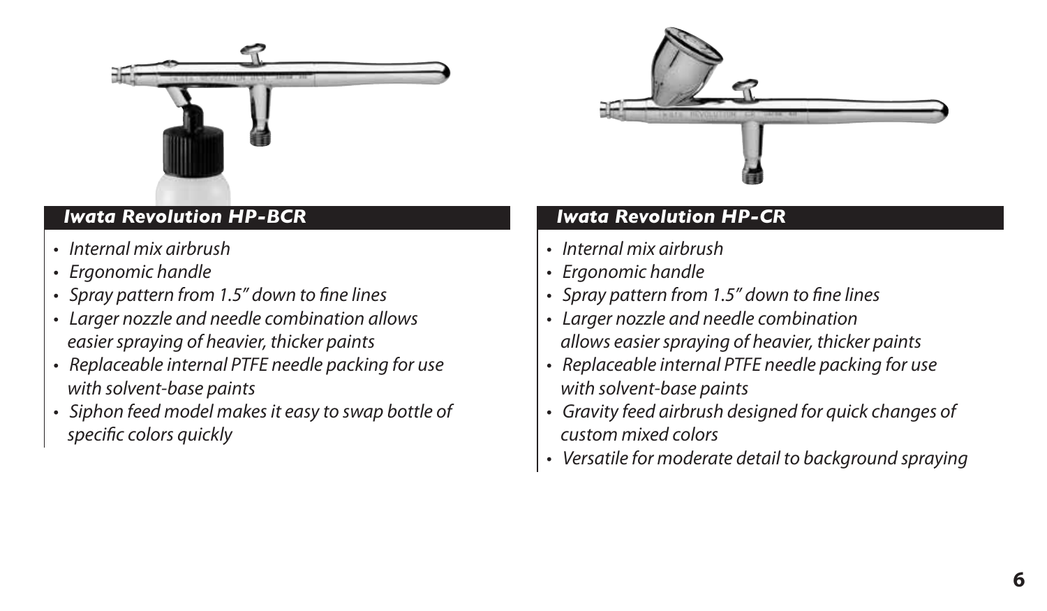## *Iwata Revolution HP-BCR*

- *Internal mix airbrush*
- *Ergonomic handle*
- *Spray pattern from 1.5" down to fine lines*
- *Larger nozzle and needle combination allows easier spraying of heavier, thicker paints*
- *Replaceable internal PTFE needle packing for use with solvent-base paints*
- *Siphon feed model makes it easy to swap bottle of specific colors quickly*

## *Iwata Revolution HP-CR*

- *Internal mix airbrush*
- *Ergonomic handle*
- *Spray pattern from 1.5" down to fine lines*
- *Larger nozzle and needle combination allows easier spraying of heavier, thicker paints*
- *Replaceable internal PTFE needle packing for use with solvent-base paints*
- *Gravity feed airbrush designed for quick changes of custom mixed colors*
- *Versatile for moderate detail to background spraying*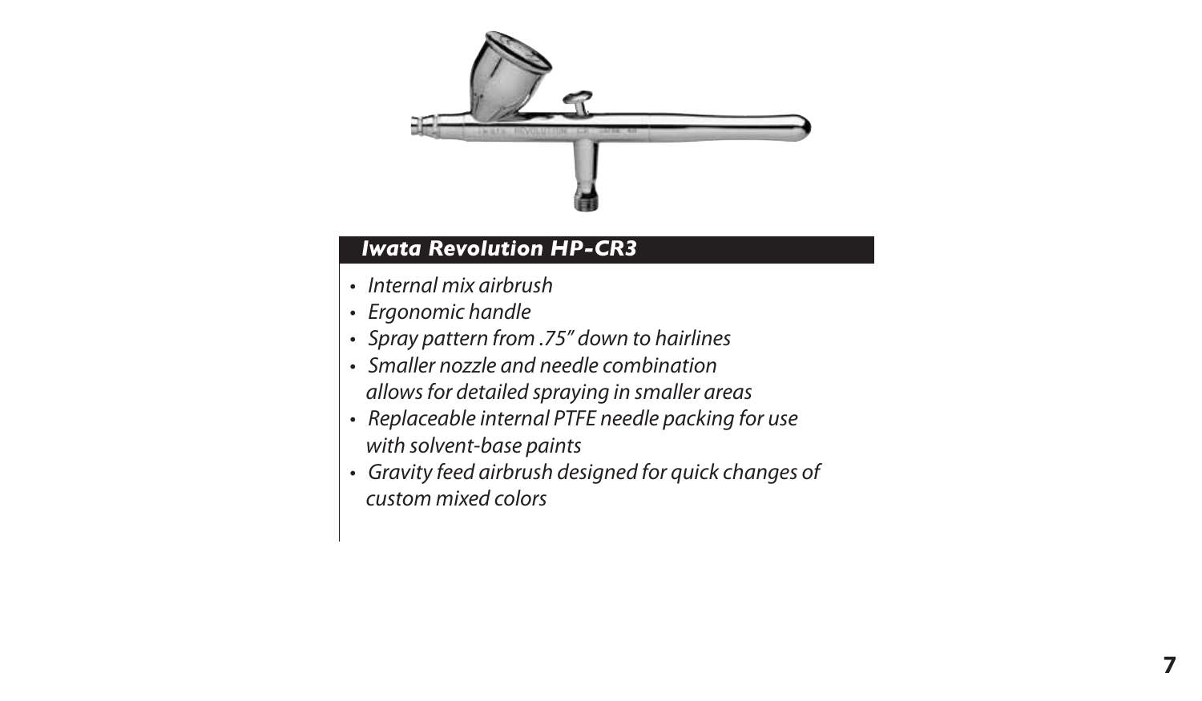## *Iwata Revolution HP-CR3*

- *Internal mix airbrush*
- *Ergonomic handle*
- *Spray pattern from .75″ down to hairlines*
- *Smaller nozzle and needle combination allows for detailed spraying in smaller areas*
- *Replaceable internal PTFE needle packing for use with solvent-base paints*
- *Gravity feed airbrush designed for quick changes of custom mixed colors*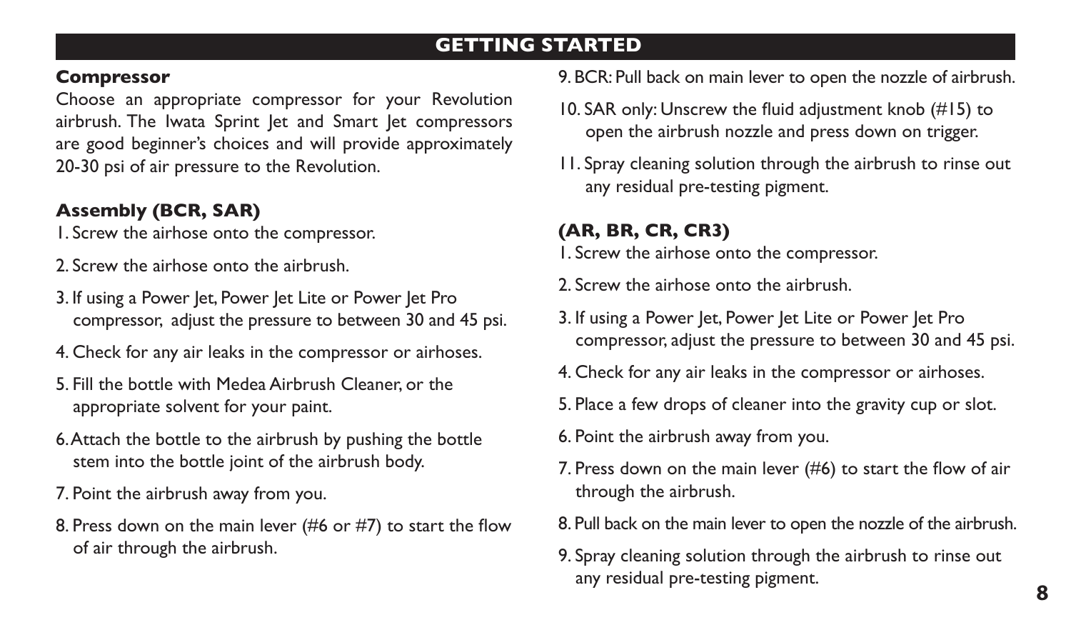## GETTING STARTED

### Compressor

Choose an appropriate compressor for your Revolution airbrush. The Iwata Sprint Jet and Smart Jet compressors are good beginner's choices and will provide approximately 20-30 psi of air pressure to the Revolution.

### Assembly (BCR, SAR)

1. Screw the airhose onto the compressor.
2. Screw the airhose onto the airbrush.
3. If using a Power Jet, Power Jet Lite or Power Jet Pro compressor, adjust the pressure to between 30 and 45 psi.
4. Check for any air leaks in the compressor or airhoses.
5. Fill the bottle with Medea Airbrush Cleaner, or the appropriate solvent for your paint.
6. Attach the bottle to the airbrush by pushing the bottle stem into the bottle joint of the airbrush body.
7. Point the airbrush away from you.
8. Press down on the main lever (#6 or #7) to start the flow of air through the airbrush.
9. BCR: Pull back on main lever to open the nozzle of airbrush.
10. SAR only: Unscrew the fluid adjustment knob (#15) to open the airbrush nozzle and press down on trigger.
11. Spray cleaning solution through the airbrush to rinse out any residual pre-testing pigment.

### (AR, BR, CR, CR3)

1. Screw the airhose onto the compressor.
2. Screw the airhose onto the airbrush.
3. If using a Power Jet, Power Jet Lite or Power Jet Pro compressor, adjust the pressure to between 30 and 45 psi.
4. Check for any air leaks in the compressor or airhoses.
5. Place a few drops of cleaner into the gravity cup or slot.
6. Point the airbrush away from you.
7. Press down on the main lever (#6) to start the flow of air through the airbrush.
8. Pull back on the main lever to open the nozzle of the airbrush.
9. Spray cleaning solution through the airbrush to rinse out any residual pre-testing pigment.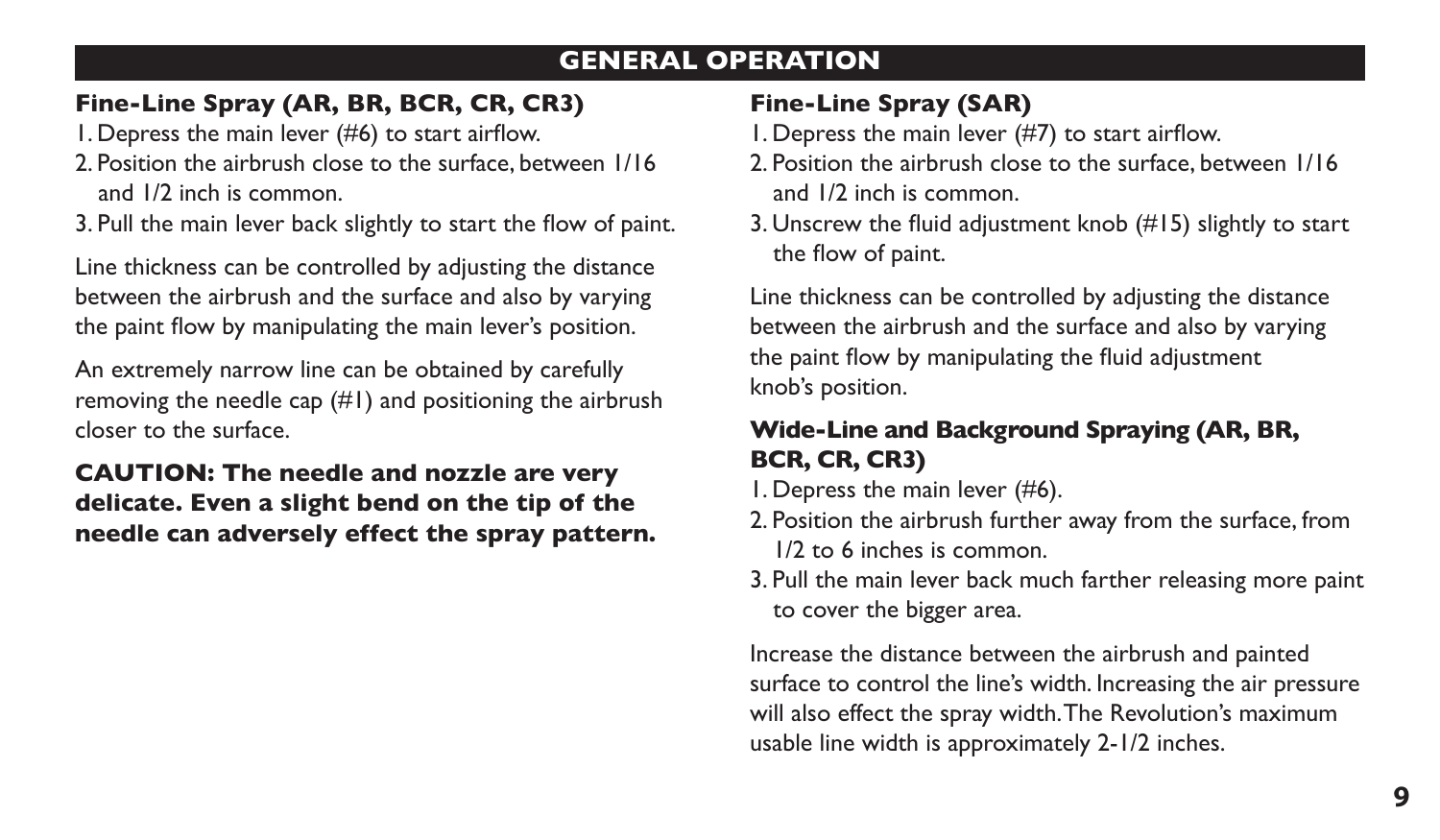## GENERAL OPERATION

### Fine-Line Spray (AR, BR, BCR, CR, CR3)

1. Depress the main lever (#6) to start airflow.
2. Position the airbrush close to the surface, between 1/16 and 1/2 inch is common.
3. Pull the main lever back slightly to start the flow of paint.

Line thickness can be controlled by adjusting the distance between the airbrush and the surface and also by varying the paint flow by manipulating the main lever's position.

An extremely narrow line can be obtained by carefully removing the needle cap (#1) and positioning the airbrush closer to the surface.

**CAUTION: The needle and nozzle are very delicate. Even a slight bend on the tip of the needle can adversely effect the spray pattern.**

### Fine-Line Spray (SAR)

1. Depress the main lever (#7) to start airflow.
2. Position the airbrush close to the surface, between 1/16 and 1/2 inch is common.
3. Unscrew the fluid adjustment knob (#15) slightly to start the flow of paint.

Line thickness can be controlled by adjusting the distance between the airbrush and the surface and also by varying the paint flow by manipulating the fluid adjustment knob's position.

### Wide-Line and Background Spraying (AR, BR, BCR, CR, CR3)

1. Depress the main lever (#6).
2. Position the airbrush further away from the surface, from 1/2 to 6 inches is common.
3. Pull the main lever back much farther releasing more paint to cover the bigger area.

Increase the distance between the airbrush and painted surface to control the line's width. Increasing the air pressure will also effect the spray width. The Revolution's maximum usable line width is approximately 2-1/2 inches.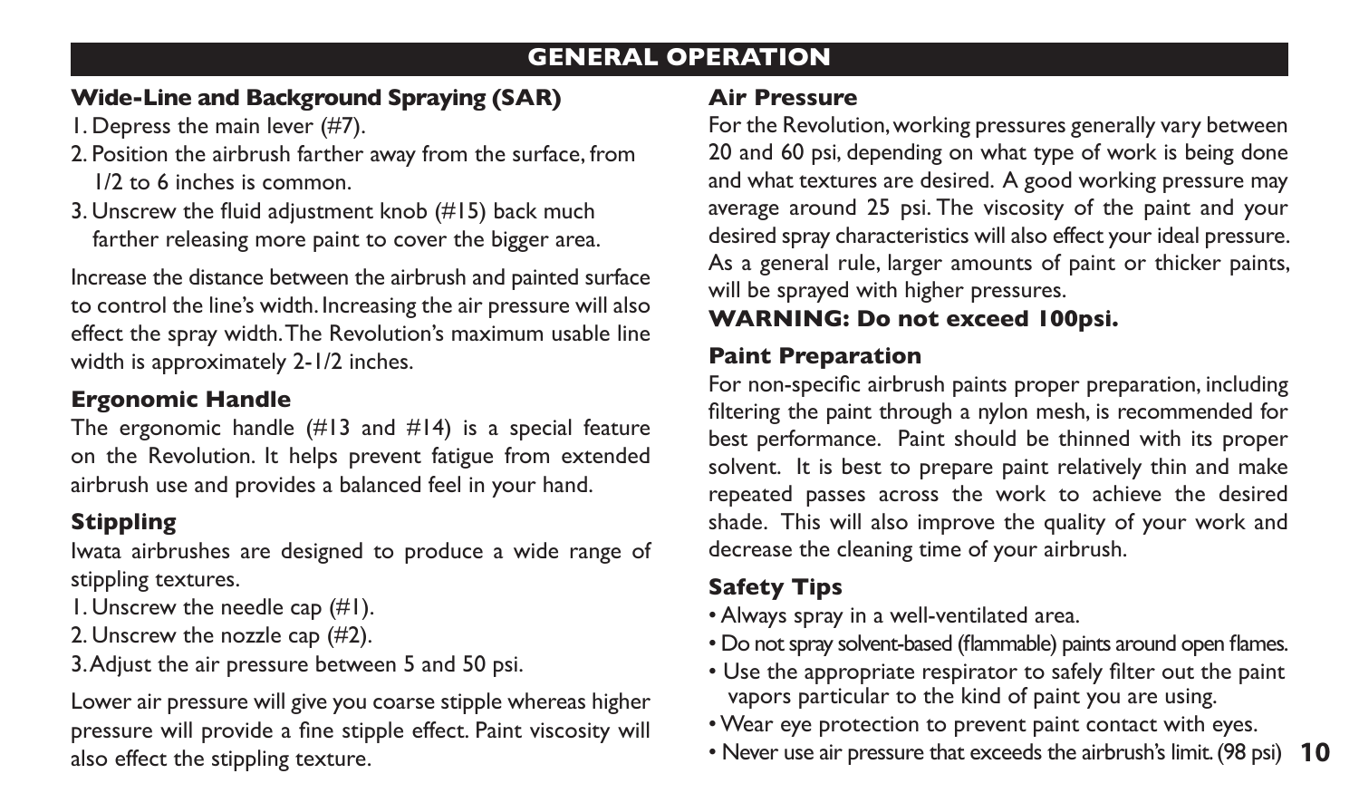## GENERAL OPERATION

### Wide-Line and Background Spraying (SAR)

1. Depress the main lever (#7).
2. Position the airbrush farther away from the surface, from 1/2 to 6 inches is common.
3. Unscrew the fluid adjustment knob (#15) back much farther releasing more paint to cover the bigger area.

Increase the distance between the airbrush and painted surface to control the line's width. Increasing the air pressure will also effect the spray width. The Revolution's maximum usable line width is approximately 2-1/2 inches.

### Ergonomic Handle

The ergonomic handle (#13 and #14) is a special feature on the Revolution. It helps prevent fatigue from extended airbrush use and provides a balanced feel in your hand.

### Stippling

Iwata airbrushes are designed to produce a wide range of stippling textures.

1. Unscrew the needle cap (#1).
2. Unscrew the nozzle cap (#2).
3. Adjust the air pressure between 5 and 50 psi.

Lower air pressure will give you coarse stipple whereas higher pressure will provide a fine stipple effect. Paint viscosity will also effect the stippling texture.

### Air Pressure

For the Revolution, working pressures generally vary between 20 and 60 psi, depending on what type of work is being done and what textures are desired. A good working pressure may average around 25 psi. The viscosity of the paint and your desired spray characteristics will also effect your ideal pressure. As a general rule, larger amounts of paint or thicker paints, will be sprayed with higher pressures.

**WARNING: Do not exceed 100psi.**

### Paint Preparation

For non-specific airbrush paints proper preparation, including filtering the paint through a nylon mesh, is recommended for best performance. Paint should be thinned with its proper solvent. It is best to prepare paint relatively thin and make repeated passes across the work to achieve the desired shade. This will also improve the quality of your work and decrease the cleaning time of your airbrush.

### Safety Tips

- Always spray in a well-ventilated area.
- Do not spray solvent-based (flammable) paints around open flames.
- Use the appropriate respirator to safely filter out the paint vapors particular to the kind of paint you are using.
- Wear eye protection to prevent paint contact with eyes.
- Never use air pressure that exceeds the airbrush's limit. (98 psi)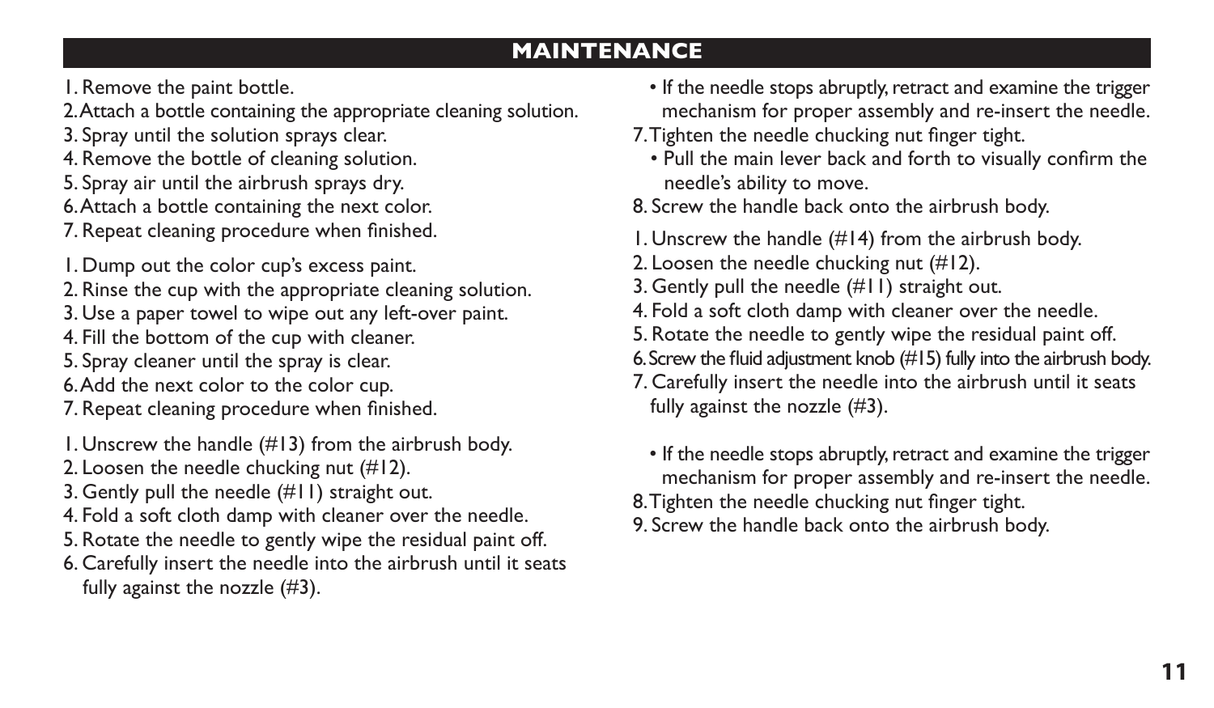## MAINTENANCE

1. Remove the paint bottle.
2. Attach a bottle containing the appropriate cleaning solution.
3. Spray until the solution sprays clear.
4. Remove the bottle of cleaning solution.
5. Spray air until the airbrush sprays dry.
6. Attach a bottle containing the next color.
7. Repeat cleaning procedure when finished.

1. Dump out the color cup's excess paint.
2. Rinse the cup with the appropriate cleaning solution.
3. Use a paper towel to wipe out any left-over paint.
4. Fill the bottom of the cup with cleaner.
5. Spray cleaner until the spray is clear.
6. Add the next color to the color cup.
7. Repeat cleaning procedure when finished.

1. Unscrew the handle (#13) from the airbrush body.
2. Loosen the needle chucking nut (#12).
3. Gently pull the needle (#11) straight out.
4. Fold a soft cloth damp with cleaner over the needle.
5. Rotate the needle to gently wipe the residual paint off.
6. Carefully insert the needle into the airbrush until it seats fully against the nozzle (#3).
   - If the needle stops abruptly, retract and examine the trigger mechanism for proper assembly and re-insert the needle.
7. Tighten the needle chucking nut finger tight.
   - Pull the main lever back and forth to visually confirm the needle's ability to move.
8. Screw the handle back onto the airbrush body.

1. Unscrew the handle (#14) from the airbrush body.
2. Loosen the needle chucking nut (#12).
3. Gently pull the needle (#11) straight out.
4. Fold a soft cloth damp with cleaner over the needle.
5. Rotate the needle to gently wipe the residual paint off.
6. Screw the fluid adjustment knob (#15) fully into the airbrush body.
7. Carefully insert the needle into the airbrush until it seats fully against the nozzle (#3).
   - If the needle stops abruptly, retract and examine the trigger mechanism for proper assembly and re-insert the needle.
8. Tighten the needle chucking nut finger tight.
9. Screw the handle back onto the airbrush body.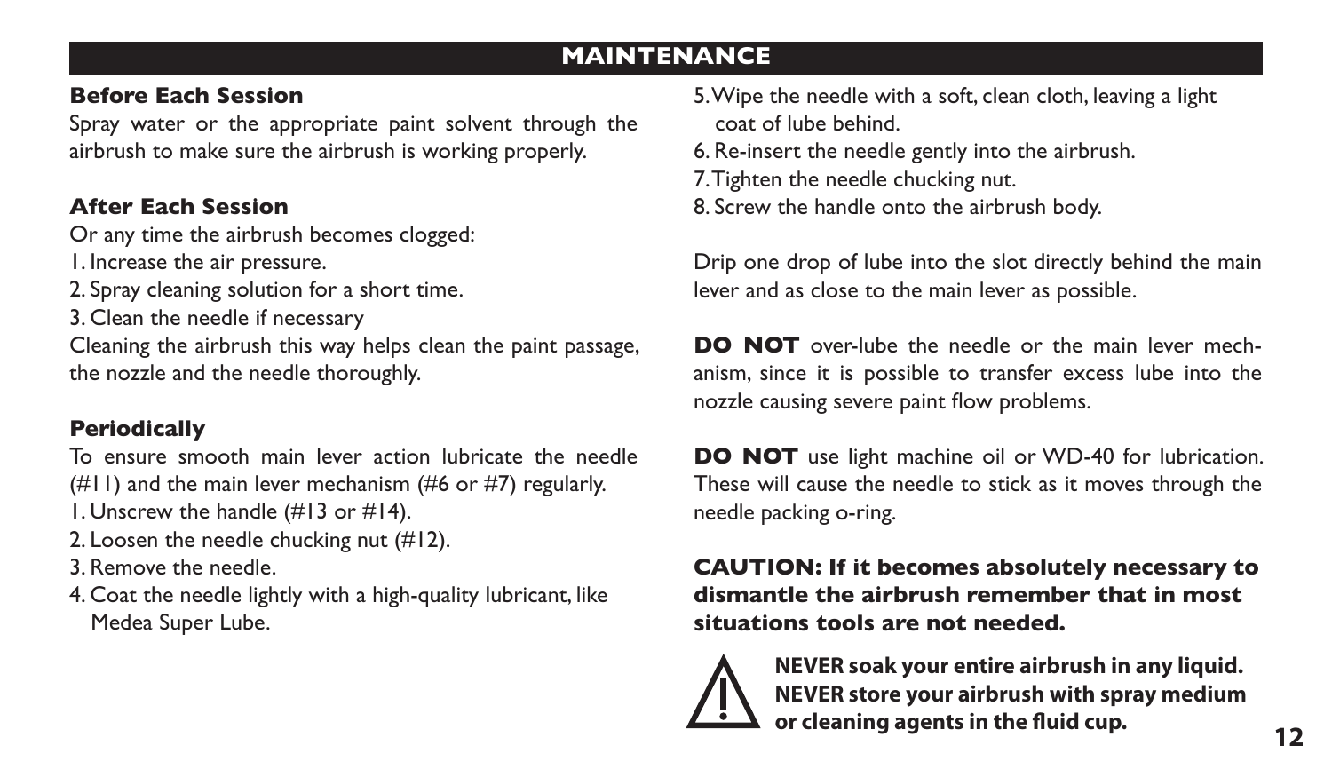# MAINTENANCE

## Before Each Session

Spray water or the appropriate paint solvent through the airbrush to make sure the airbrush is working properly.

## After Each Session

Or any time the airbrush becomes clogged:

1. Increase the air pressure.
2. Spray cleaning solution for a short time.
3. Clean the needle if necessary

Cleaning the airbrush this way helps clean the paint passage, the nozzle and the needle thoroughly.

## Periodically

To ensure smooth main lever action lubricate the needle (#11) and the main lever mechanism (#6 or #7) regularly.

1. Unscrew the handle (#13 or #14).
2. Loosen the needle chucking nut (#12).
3. Remove the needle.
4. Coat the needle lightly with a high-quality lubricant, like Medea Super Lube.
5. Wipe the needle with a soft, clean cloth, leaving a light coat of lube behind.
6. Re-insert the needle gently into the airbrush.
7. Tighten the needle chucking nut.
8. Screw the handle onto the airbrush body.

Drip one drop of lube into the slot directly behind the main lever and as close to the main lever as possible.

**DO NOT** over-lube the needle or the main lever mechanism, since it is possible to transfer excess lube into the nozzle causing severe paint flow problems.

**DO NOT** use light machine oil or WD-40 for lubrication. These will cause the needle to stick as it moves through the needle packing o-ring.

**CAUTION: If it becomes absolutely necessary to dismantle the airbrush remember that in most situations tools are not needed.**

**NEVER soak your entire airbrush in any liquid. NEVER store your airbrush with spray medium or cleaning agents in the fluid cup.**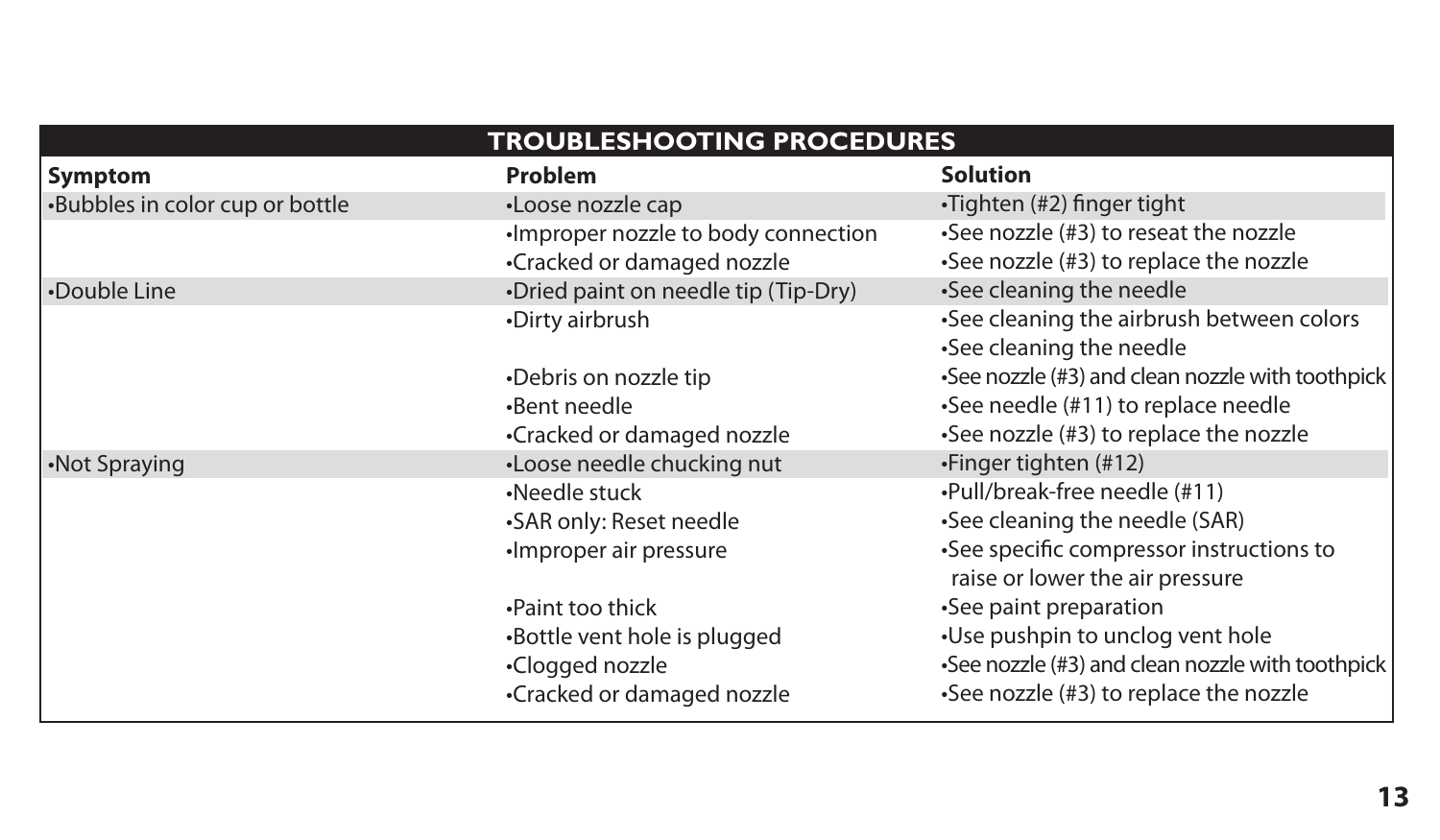| TROUBLESHOOTING PROCEDURES | | |
|---|---|---|
| **Symptom** | **Problem** | **Solution** |
| •Bubbles in color cup or bottle | •Loose nozzle cap | •Tighten (#2) finger tight |
| | •Improper nozzle to body connection | •See nozzle (#3) to reseat the nozzle |
| | •Cracked or damaged nozzle | •See nozzle (#3) to replace the nozzle |
| •Double Line | •Dried paint on needle tip (Tip-Dry) | •See cleaning the needle |
| | •Dirty airbrush | •See cleaning the airbrush between colors<br>•See cleaning the needle |
| | •Debris on nozzle tip | •See nozzle (#3) and clean nozzle with toothpick |
| | •Bent needle | •See needle (#11) to replace needle |
| | •Cracked or damaged nozzle | •See nozzle (#3) to replace the nozzle |
| •Not Spraying | •Loose needle chucking nut | •Finger tighten (#12) |
| | •Needle stuck | •Pull/break-free needle (#11) |
| | •SAR only: Reset needle | •See cleaning the needle (SAR) |
| | •Improper air pressure | •See specific compressor instructions to raise or lower the air pressure |
| | •Paint too thick | •See paint preparation |
| | •Bottle vent hole is plugged | •Use pushpin to unclog vent hole |
| | •Clogged nozzle | •See nozzle (#3) and clean nozzle with toothpick |
| | •Cracked or damaged nozzle | •See nozzle (#3) to replace the nozzle |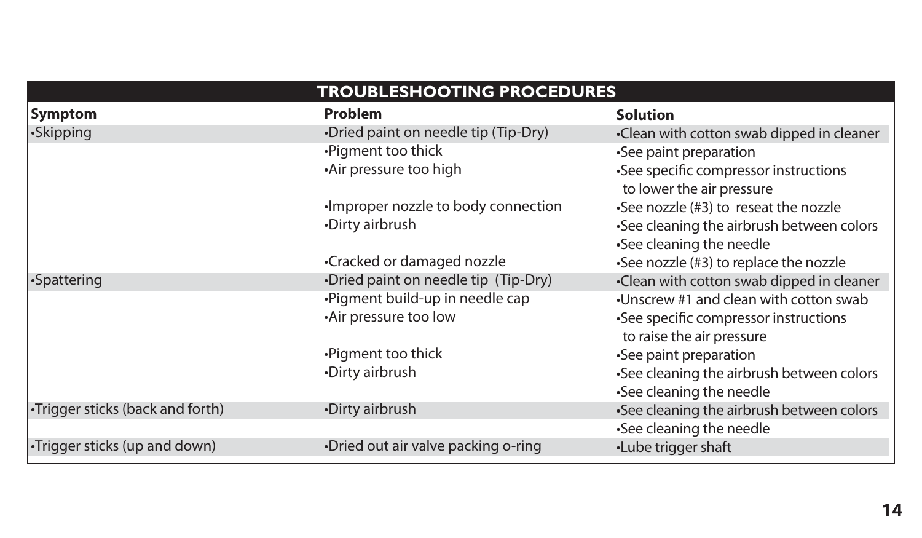## TROUBLESHOOTING PROCEDURES

| Symptom | Problem | Solution |
| --- | --- | --- |
| •Skipping | •Dried paint on needle tip (Tip-Dry) | •Clean with cotton swab dipped in cleaner |
| | •Pigment too thick | •See paint preparation |
| | •Air pressure too high | •See specific compressor instructions to lower the air pressure |
| | •Improper nozzle to body connection | •See nozzle (#3) to reseat the nozzle |
| | •Dirty airbrush | •See cleaning the airbrush between colors •See cleaning the needle |
| | •Cracked or damaged nozzle | •See nozzle (#3) to replace the nozzle |
| •Spattering | •Dried paint on needle tip (Tip-Dry) | •Clean with cotton swab dipped in cleaner |
| | •Pigment build-up in needle cap | •Unscrew #1 and clean with cotton swab |
| | •Air pressure too low | •See specific compressor instructions to raise the air pressure |
| | •Pigment too thick | •See paint preparation |
| | •Dirty airbrush | •See cleaning the airbrush between colors •See cleaning the needle |
| •Trigger sticks (back and forth) | •Dirty airbrush | •See cleaning the airbrush between colors •See cleaning the needle |
| •Trigger sticks (up and down) | •Dried out air valve packing o-ring | •Lube trigger shaft |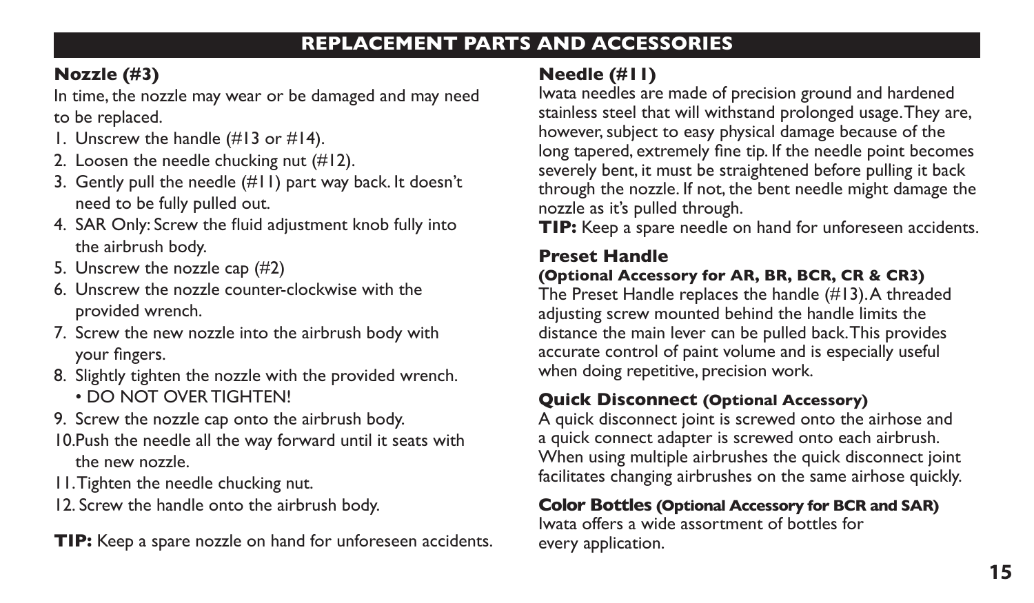## REPLACEMENT PARTS AND ACCESSORIES

### Nozzle (#3)

In time, the nozzle may wear or be damaged and may need to be replaced.

1. Unscrew the handle (#13 or #14).
2. Loosen the needle chucking nut (#12).
3. Gently pull the needle (#11) part way back. It doesn't need to be fully pulled out.
4. SAR Only: Screw the fluid adjustment knob fully into the airbrush body.
5. Unscrew the nozzle cap (#2)
6. Unscrew the nozzle counter-clockwise with the provided wrench.
7. Screw the new nozzle into the airbrush body with your fingers.
8. Slightly tighten the nozzle with the provided wrench.
   - DO NOT OVER TIGHTEN!
9. Screw the nozzle cap onto the airbrush body.
10. Push the needle all the way forward until it seats with the new nozzle.
11. Tighten the needle chucking nut.
12. Screw the handle onto the airbrush body.

**TIP:** Keep a spare nozzle on hand for unforeseen accidents.

### Needle (#11)

Iwata needles are made of precision ground and hardened stainless steel that will withstand prolonged usage. They are, however, subject to easy physical damage because of the long tapered, extremely fine tip. If the needle point becomes severely bent, it must be straightened before pulling it back through the nozzle. If not, the bent needle might damage the nozzle as it's pulled through.

**TIP:** Keep a spare needle on hand for unforeseen accidents.

### Preset Handle

**(Optional Accessory for AR, BR, BCR, CR & CR3)**

The Preset Handle replaces the handle (#13). A threaded adjusting screw mounted behind the handle limits the distance the main lever can be pulled back. This provides accurate control of paint volume and is especially useful when doing repetitive, precision work.

### Quick Disconnect (Optional Accessory)

A quick disconnect joint is screwed onto the airhose and a quick connect adapter is screwed onto each airbrush. When using multiple airbrushes the quick disconnect joint facilitates changing airbrushes on the same airhose quickly.

### Color Bottles (Optional Accessory for BCR and SAR)

Iwata offers a wide assortment of bottles for every application.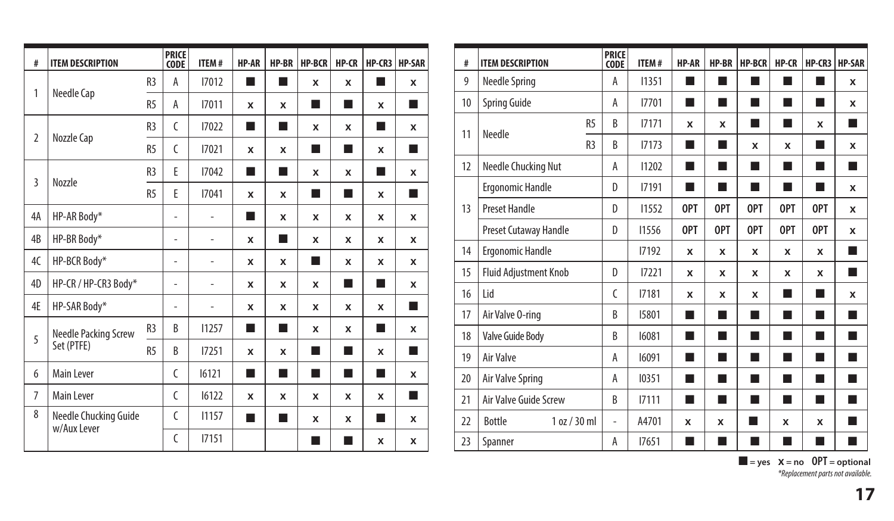| # | ITEM DESCRIPTION | | PRICE CODE | ITEM # | HP-AR | HP-BR | HP-BCR | HP-CR | HP-CR3 | HP-SAR |
|---|---|---|---|---|---|---|---|---|---|---|
| 1 | Needle Cap | R3 | A | I7012 | ■ | ■ | x | x | ■ | x |
| | | R5 | A | I7011 | x | x | ■ | ■ | x | ■ |
| 2 | Nozzle Cap | R3 | C | I7022 | ■ | ■ | x | x | ■ | x |
| | | R5 | C | I7021 | x | x | ■ | ■ | x | ■ |
| 3 | Nozzle | R3 | E | I7042 | ■ | ■ | x | x | ■ | x |
| | | R5 | E | I7041 | x | x | ■ | ■ | x | ■ |
| 4A | HP-AR Body* | | - | - | ■ | x | x | x | x | x |
| 4B | HP-BR Body* | | - | - | x | ■ | x | x | x | x |
| 4C | HP-BCR Body* | | - | - | x | x | ■ | x | x | x |
| 4D | HP-CR / HP-CR3 Body* | | - | - | x | x | x | ■ | ■ | x |
| 4E | HP-SAR Body* | | - | - | x | x | x | x | x | ■ |
| 5 | Needle Packing Screw Set (PTFE) | R3 | B | I1257 | ■ | ■ | x | x | ■ | x |
| | | R5 | B | I7251 | x | x | ■ | ■ | x | ■ |
| 6 | Main Lever | | C | I6121 | ■ | ■ | ■ | ■ | ■ | x |
| 7 | Main Lever | | C | I6122 | x | x | x | x | x | ■ |
| 8 | Needle Chucking Guide w/Aux Lever | | C | I1157 | ■ | ■ | x | x | ■ | x |
| | | | C | I7151 | | | ■ | ■ | x | x |
| 9 | Needle Spring | | A | I1351 | ■ | ■ | ■ | ■ | ■ | x |
| 10 | Spring Guide | | A | I7701 | ■ | ■ | ■ | ■ | ■ | x |
| 11 | Needle | R5 | B | I7171 | x | x | ■ | ■ | x | ■ |
| | | R3 | B | I7173 | ■ | ■ | x | x | ■ | x |
| 12 | Needle Chucking Nut | | A | I1202 | ■ | ■ | ■ | ■ | ■ | ■ |
| 13 | Ergonomic Handle | | D | I7191 | ■ | ■ | ■ | ■ | ■ | x |
| | Preset Handle | | D | I1552 | OPT | OPT | OPT | OPT | OPT | x |
| | Preset Cutaway Handle | | D | I1556 | OPT | OPT | OPT | OPT | OPT | x |
| 14 | Ergonomic Handle | | | I7192 | x | x | x | x | x | ■ |
| 15 | Fluid Adjustment Knob | | D | I7221 | x | x | x | x | x | ■ |
| 16 | Lid | | C | I7181 | x | x | x | ■ | ■ | x |
| 17 | Air Valve O-ring | | B | I5801 | ■ | ■ | ■ | ■ | ■ | ■ |
| 18 | Valve Guide Body | | B | I6081 | ■ | ■ | ■ | ■ | ■ | ■ |
| 19 | Air Valve | | A | I6091 | ■ | ■ | ■ | ■ | ■ | ■ |
| 20 | Air Valve Spring | | A | I0351 | ■ | ■ | ■ | ■ | ■ | ■ |
| 21 | Air Valve Guide Screw | | B | I7111 | ■ | ■ | ■ | ■ | ■ | ■ |
| 22 | Bottle | 1 oz / 30 ml | - | A4701 | x | x | ■ | x | x | ■ |
| 23 | Spanner | | A | I7651 | ■ | ■ | ■ | ■ | ■ | ■ |

■ = yes  x = no  OPT = optional

*Replacement parts not available.*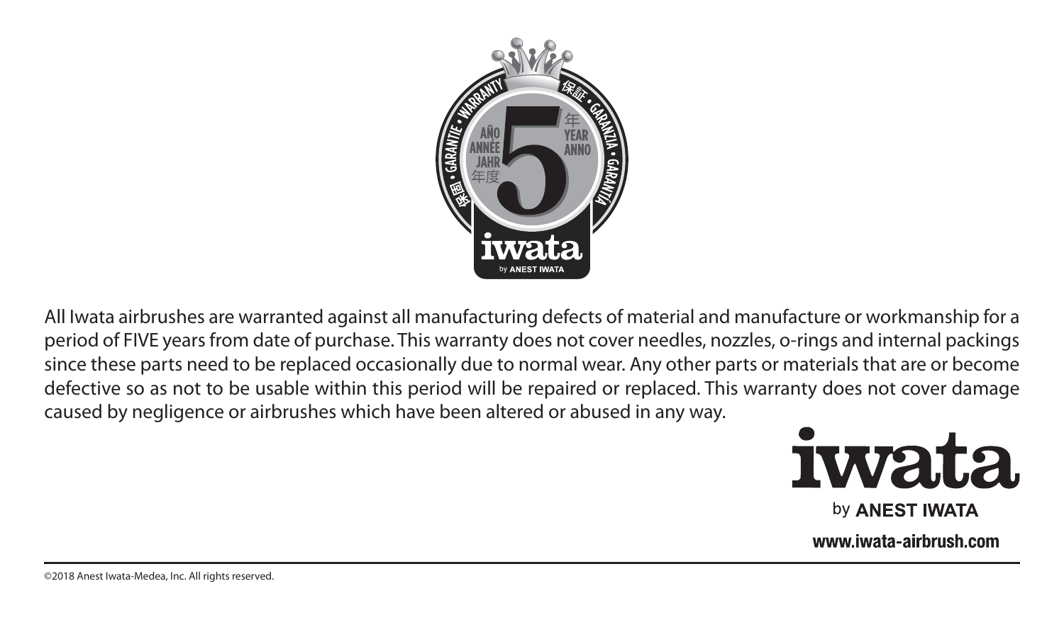All Iwata airbrushes are warranted against all manufacturing defects of material and manufacture or workmanship for a period of FIVE years from date of purchase. This warranty does not cover needles, nozzles, o-rings and internal packings since these parts need to be replaced occasionally due to normal wear. Any other parts or materials that are or become defective so as not to be usable within this period will be repaired or replaced. This warranty does not cover damage caused by negligence or airbrushes which have been altered or abused in any way.

**iwata**

by **ANEST IWATA**

**www.iwata-airbrush.com**

©2018 Anest Iwata-Medea, Inc. All rights reserved.